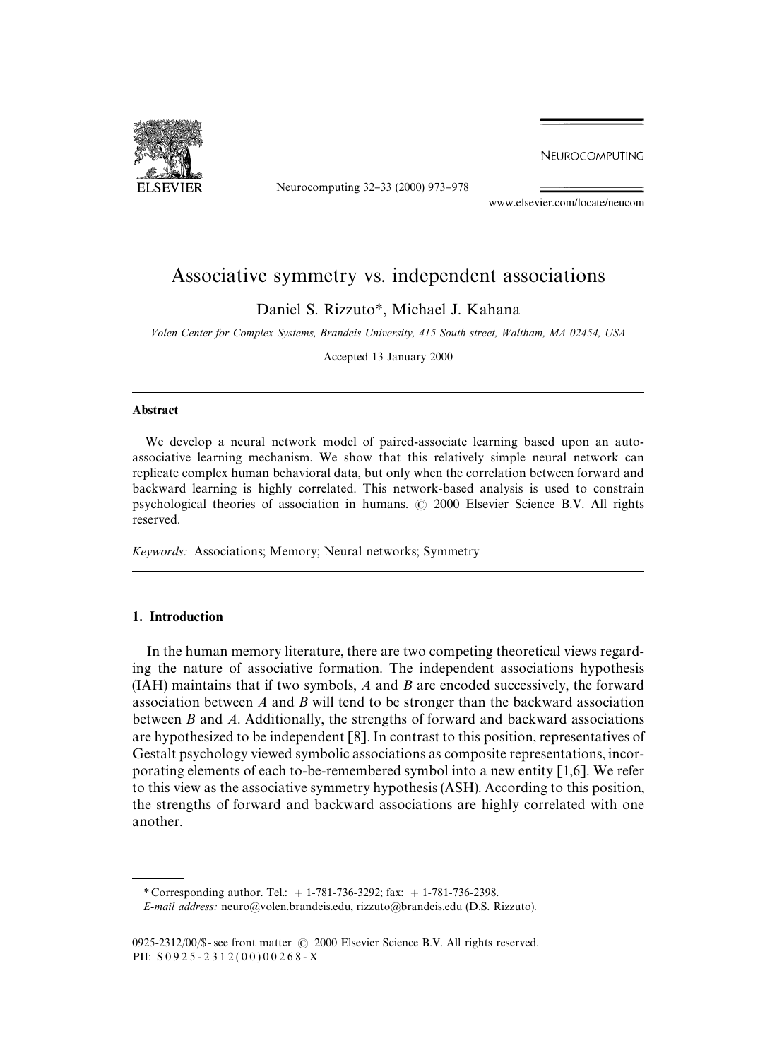# Associative symmetry vs. independent associations

Daniel S. Rizzuto*, Michael J. Kahana

*Volen Center for Complex Systems, Brandeis University, 415 South street, Waltham, MA 02454, USA*

Accepted 13 January 2000

## Abstract

We develop a neural network model of paired-associate learning based upon an auto-associative learning mechanism. We show that this relatively simple neural network can replicate complex human behavioral data, but only when the correlation between forward and backward learning is highly correlated. This network-based analysis is used to constrain psychological theories of association in humans. © 2000 Elsevier Science B.V. All rights reserved.

*Keywords:* Associations; Memory; Neural networks; Symmetry

## 1. Introduction

In the human memory literature, there are two competing theoretical views regarding the nature of associative formation. The independent associations hypothesis (IAH) maintains that if two symbols, *A* and *B* are encoded successively, the forward association between *A* and *B* will tend to be stronger than the backward association between *B* and *A*. Additionally, the strengths of forward and backward associations are hypothesized to be independent [8]. In contrast to this position, representatives of Gestalt psychology viewed symbolic associations as composite representations, incorporating elements of each to-be-remembered symbol into a new entity [1,6]. We refer to this view as the associative symmetry hypothesis (ASH). According to this position, the strengths of forward and backward associations are highly correlated with one another.

---

* Corresponding author. Tel.: + 1-781-736-3292; fax: + 1-781-736-2398.

*E-mail address:* neuro@volen.brandeis.edu, rizzuto@brandeis.edu (D.S. Rizzuto).

0925-2312/00/$ - see front matter © 2000 Elsevier Science B.V. All rights reserved.
PII: S0925-2312(00)00268-X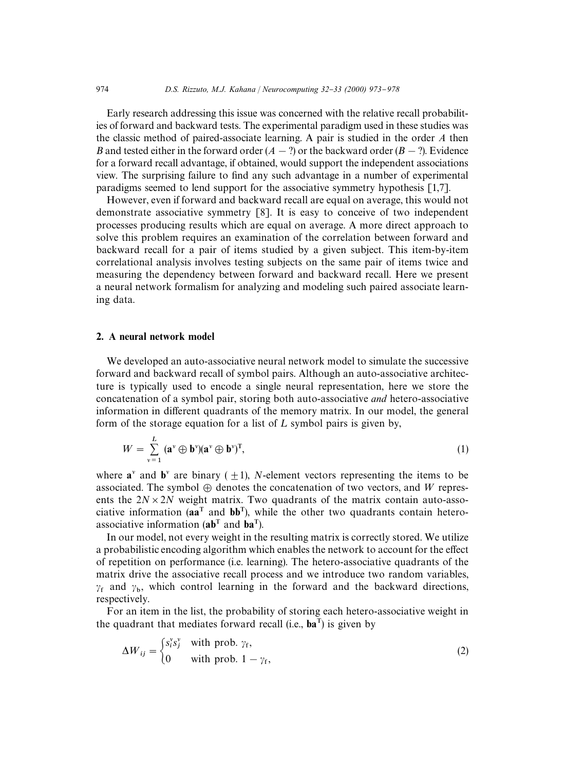Early research addressing this issue was concerned with the relative recall probabilities of forward and backward tests. The experimental paradigm used in these studies was the classic method of paired-associate learning. A pair is studied in the order $A$ then $B$ and tested either in the forward order ($A - ?$) or the backward order ($B - ?$). Evidence for a forward recall advantage, if obtained, would support the independent associations view. The surprising failure to find any such advantage in a number of experimental paradigms seemed to lend support for the associative symmetry hypothesis [1,7].

However, even if forward and backward recall are equal on average, this would not demonstrate associative symmetry [8]. It is easy to conceive of two independent processes producing results which are equal on average. A more direct approach to solve this problem requires an examination of the correlation between forward and backward recall for a pair of items studied by a given subject. This item-by-item correlational analysis involves testing subjects on the same pair of items twice and measuring the dependency between forward and backward recall. Here we present a neural network formalism for analyzing and modeling such paired associate learning data.

## 2. A neural network model

We developed an auto-associative neural network model to simulate the successive forward and backward recall of symbol pairs. Although an auto-associative architecture is typically used to encode a single neural representation, here we store the concatenation of a symbol pair, storing both auto-associative *and* hetero-associative information in different quadrants of the memory matrix. In our model, the general form of the storage equation for a list of $L$ symbol pairs is given by,

$$W = \sum_{\nu=1}^{L} (\mathbf{a}^{\nu} \oplus \mathbf{b}^{\nu})(\mathbf{a}^{\nu} \oplus \mathbf{b}^{\nu})^{\mathrm{T}}, \tag{1}$$

where $\mathbf{a}^{\nu}$ and $\mathbf{b}^{\nu}$ are binary ($\pm 1$), $N$-element vectors representing the items to be associated. The symbol $\oplus$ denotes the concatenation of two vectors, and $W$ represents the $2N \times 2N$ weight matrix. Two quadrants of the matrix contain auto-associative information ($\mathbf{aa}^{\mathrm{T}}$ and $\mathbf{bb}^{\mathrm{T}}$), while the other two quadrants contain hetero-associative information ($\mathbf{ab}^{\mathrm{T}}$ and $\mathbf{ba}^{\mathrm{T}}$).

In our model, not every weight in the resulting matrix is correctly stored. We utilize a probabilistic encoding algorithm which enables the network to account for the effect of repetition on performance (i.e. learning). The hetero-associative quadrants of the matrix drive the associative recall process and we introduce two random variables, $\gamma_{\mathrm{f}}$ and $\gamma_{\mathrm{b}}$, which control learning in the forward and the backward directions, respectively.

For an item in the list, the probability of storing each hetero-associative weight in the quadrant that mediates forward recall (i.e., $\mathbf{ba}^{\mathrm{T}}$) is given by

$$\Delta W_{ij} = \begin{cases} s_i^{\nu} s_j^{\nu} & \text{with prob. } \gamma_{\mathrm{f}}, \\ 0 & \text{with prob. } 1 - \gamma_{\mathrm{f}}, \end{cases} \tag{2}$$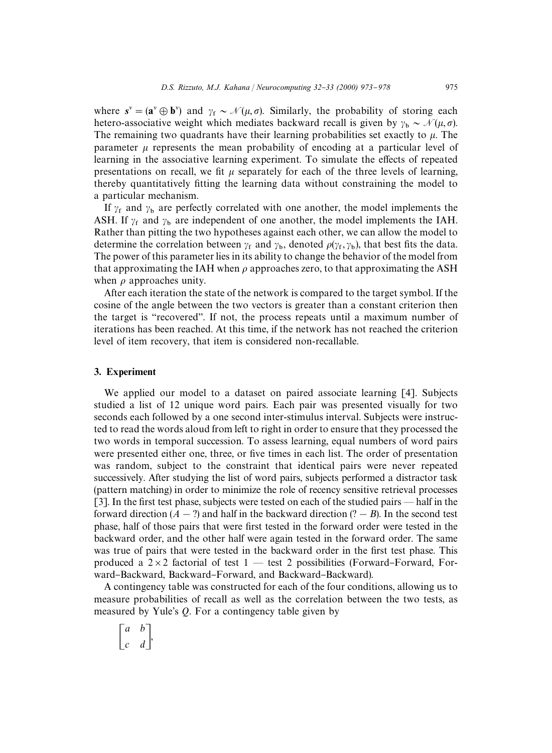where $s^v = (\mathbf{a}^v \oplus \mathbf{b}^v)$ and $\gamma_f \sim \mathcal{N}(\mu, \sigma)$. Similarly, the probability of storing each hetero-associative weight which mediates backward recall is given by $\gamma_b \sim \mathcal{N}(\mu, \sigma)$. The remaining two quadrants have their learning probabilities set exactly to $\mu$. The parameter $\mu$ represents the mean probability of encoding at a particular level of learning in the associative learning experiment. To simulate the effects of repeated presentations on recall, we fit $\mu$ separately for each of the three levels of learning, thereby quantitatively fitting the learning data without constraining the model to a particular mechanism.

If $\gamma_f$ and $\gamma_b$ are perfectly correlated with one another, the model implements the ASH. If $\gamma_f$ and $\gamma_b$ are independent of one another, the model implements the IAH. Rather than pitting the two hypotheses against each other, we can allow the model to determine the correlation between $\gamma_f$ and $\gamma_b$, denoted $\rho(\gamma_f, \gamma_b)$, that best fits the data. The power of this parameter lies in its ability to change the behavior of the model from that approximating the IAH when $\rho$ approaches zero, to that approximating the ASH when $\rho$ approaches unity.

After each iteration the state of the network is compared to the target symbol. If the cosine of the angle between the two vectors is greater than a constant criterion then the target is "recovered". If not, the process repeats until a maximum number of iterations has been reached. At this time, if the network has not reached the criterion level of item recovery, that item is considered non-recallable.

## 3. Experiment

We applied our model to a dataset on paired associate learning [4]. Subjects studied a list of 12 unique word pairs. Each pair was presented visually for two seconds each followed by a one second inter-stimulus interval. Subjects were instructed to read the words aloud from left to right in order to ensure that they processed the two words in temporal succession. To assess learning, equal numbers of word pairs were presented either one, three, or five times in each list. The order of presentation was random, subject to the constraint that identical pairs were never repeated successively. After studying the list of word pairs, subjects performed a distractor task (pattern matching) in order to minimize the role of recency sensitive retrieval processes [3]. In the first test phase, subjects were tested on each of the studied pairs — half in the forward direction ($A - ?$) and half in the backward direction ($? - B$). In the second test phase, half of those pairs that were first tested in the forward order were tested in the backward order, and the other half were again tested in the forward order. The same was true of pairs that were tested in the backward order in the first test phase. This produced a $2 \times 2$ factorial of test 1 — test 2 possibilities (Forward–Forward, Forward–Backward, Backward–Forward, and Backward–Backward).

A contingency table was constructed for each of the four conditions, allowing us to measure probabilities of recall as well as the correlation between the two tests, as measured by Yule's $Q$. For a contingency table given by

$$\begin{bmatrix} a & b \\ c & d \end{bmatrix},$$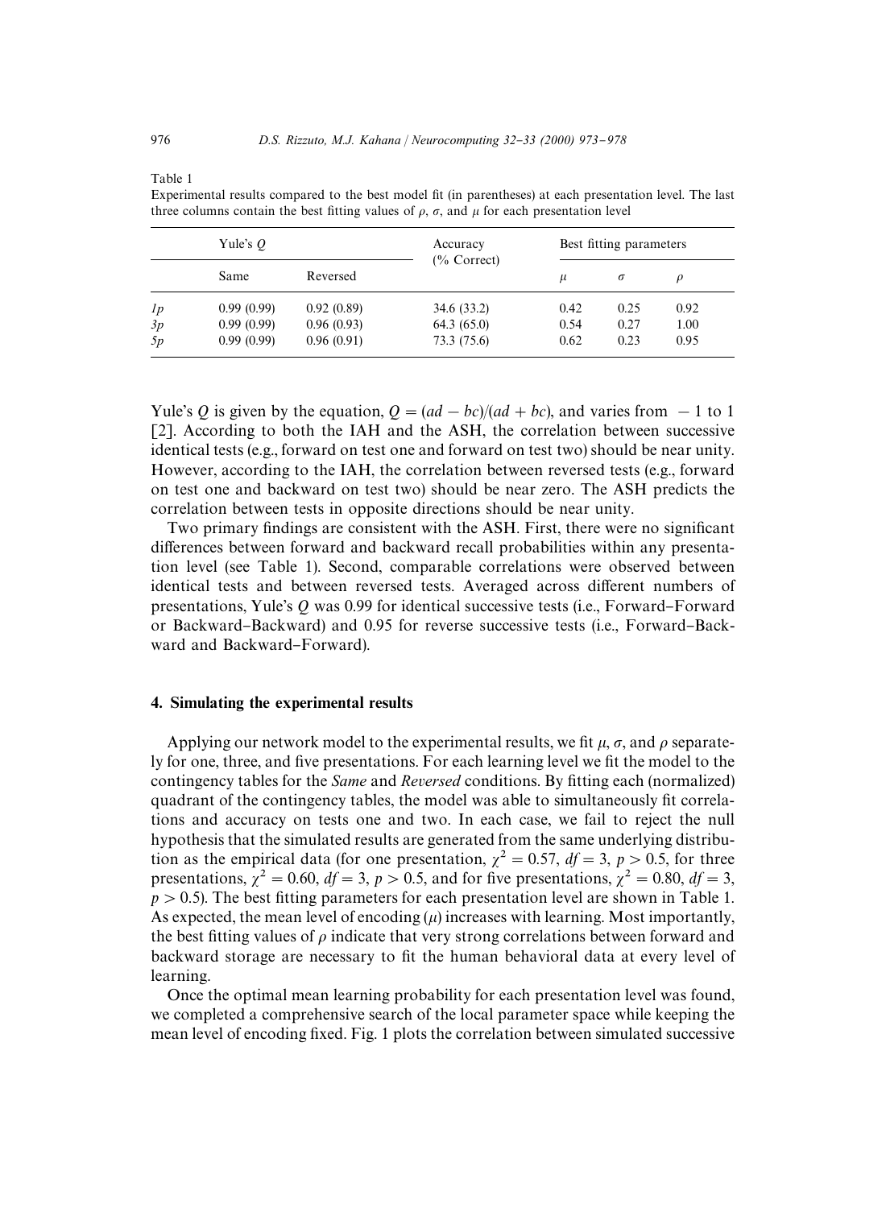Table 1
Experimental results compared to the best model fit (in parentheses) at each presentation level. The last three columns contain the best fitting values of $\rho$, $\sigma$, and $\mu$ for each presentation level

| | Yule's $Q$ | | Accuracy (% Correct) | Best fitting parameters | | |
|---|---|---|---|---|---|---|
| | Same | Reversed | | $\mu$ | $\sigma$ | $\rho$ |
| *1p* | 0.99 (0.99) | 0.92 (0.89) | 34.6 (33.2) | 0.42 | 0.25 | 0.92 |
| *3p* | 0.99 (0.99) | 0.96 (0.93) | 64.3 (65.0) | 0.54 | 0.27 | 1.00 |
| *5p* | 0.99 (0.99) | 0.96 (0.91) | 73.3 (75.6) | 0.62 | 0.23 | 0.95 |

Yule's $Q$ is given by the equation, $Q = (ad - bc)/(ad + bc)$, and varies from $-1$ to 1 [2]. According to both the IAH and the ASH, the correlation between successive identical tests (e.g., forward on test one and forward on test two) should be near unity. However, according to the IAH, the correlation between reversed tests (e.g., forward on test one and backward on test two) should be near zero. The ASH predicts the correlation between tests in opposite directions should be near unity.

Two primary findings are consistent with the ASH. First, there were no significant differences between forward and backward recall probabilities within any presentation level (see Table 1). Second, comparable correlations were observed between identical tests and between reversed tests. Averaged across different numbers of presentations, Yule's $Q$ was 0.99 for identical successive tests (i.e., Forward–Forward or Backward–Backward) and 0.95 for reverse successive tests (i.e., Forward–Backward and Backward–Forward).

## 4. Simulating the experimental results

Applying our network model to the experimental results, we fit $\mu$, $\sigma$, and $\rho$ separately for one, three, and five presentations. For each learning level we fit the model to the contingency tables for the *Same* and *Reversed* conditions. By fitting each (normalized) quadrant of the contingency tables, the model was able to simultaneously fit correlations and accuracy on tests one and two. In each case, we fail to reject the null hypothesis that the simulated results are generated from the same underlying distribution as the empirical data (for one presentation, $\chi^2 = 0.57$, $df = 3$, $p > 0.5$, for three presentations, $\chi^2 = 0.60$, $df = 3$, $p > 0.5$, and for five presentations, $\chi^2 = 0.80$, $df = 3$, $p > 0.5$). The best fitting parameters for each presentation level are shown in Table 1. As expected, the mean level of encoding ($\mu$) increases with learning. Most importantly, the best fitting values of $\rho$ indicate that very strong correlations between forward and backward storage are necessary to fit the human behavioral data at every level of learning.

Once the optimal mean learning probability for each presentation level was found, we completed a comprehensive search of the local parameter space while keeping the mean level of encoding fixed. Fig. 1 plots the correlation between simulated successive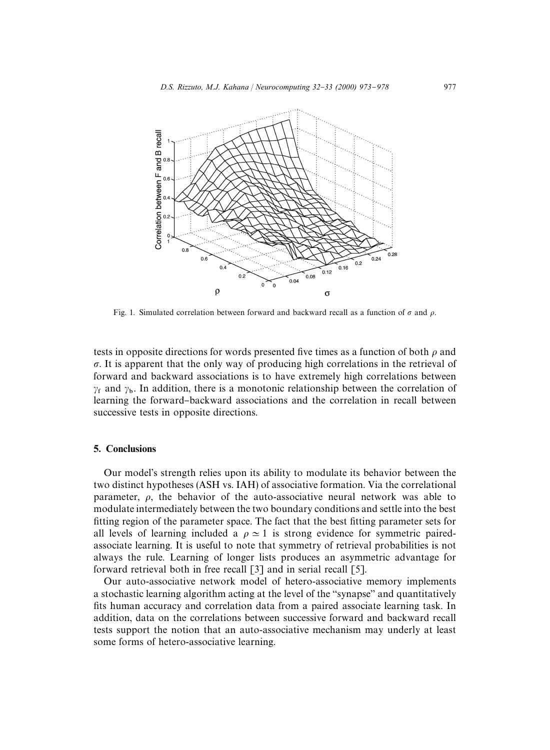Fig. 1. Simulated correlation between forward and backward recall as a function of $\sigma$ and $\rho$.

tests in opposite directions for words presented five times as a function of both $\rho$ and $\sigma$. It is apparent that the only way of producing high correlations in the retrieval of forward and backward associations is to have extremely high correlations between $\gamma_f$ and $\gamma_b$. In addition, there is a monotonic relationship between the correlation of learning the forward–backward associations and the correlation in recall between successive tests in opposite directions.

## 5. Conclusions

Our model's strength relies upon its ability to modulate its behavior between the two distinct hypotheses (ASH vs. IAH) of associative formation. Via the correlational parameter, $\rho$, the behavior of the auto-associative neural network was able to modulate intermediately between the two boundary conditions and settle into the best fitting region of the parameter space. The fact that the best fitting parameter sets for all levels of learning included a $\rho \simeq 1$ is strong evidence for symmetric paired-associate learning. It is useful to note that symmetry of retrieval probabilities is not always the rule. Learning of longer lists produces an asymmetric advantage for forward retrieval both in free recall [3] and in serial recall [5].

Our auto-associative network model of hetero-associative memory implements a stochastic learning algorithm acting at the level of the "synapse" and quantitatively fits human accuracy and correlation data from a paired associate learning task. In addition, data on the correlations between successive forward and backward recall tests support the notion that an auto-associative mechanism may underly at least some forms of hetero-associative learning.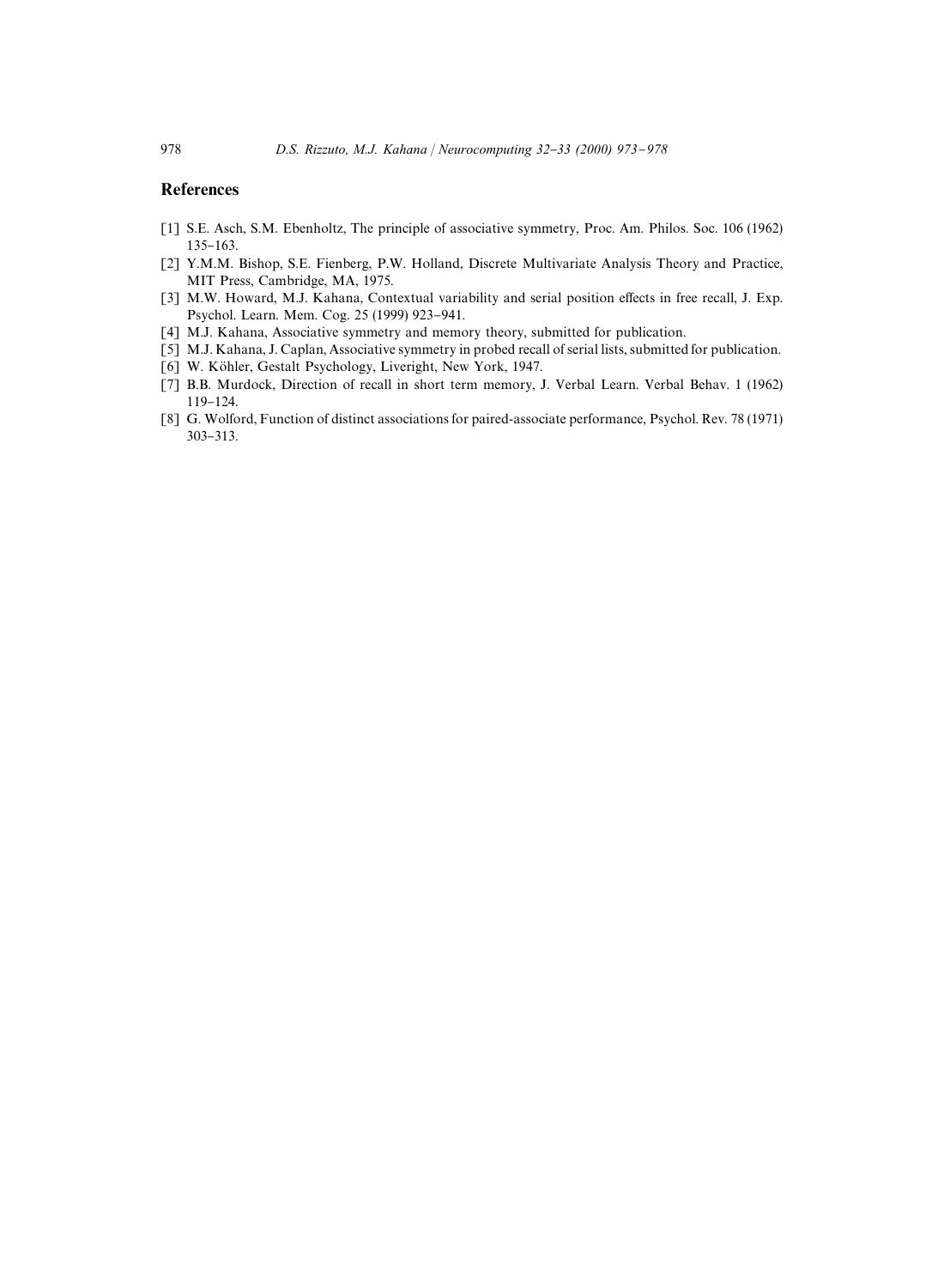## References

[1] S.E. Asch, S.M. Ebenholtz, The principle of associative symmetry, Proc. Am. Philos. Soc. 106 (1962) 135–163.

[2] Y.M.M. Bishop, S.E. Fienberg, P.W. Holland, Discrete Multivariate Analysis Theory and Practice, MIT Press, Cambridge, MA, 1975.

[3] M.W. Howard, M.J. Kahana, Contextual variability and serial position effects in free recall, J. Exp. Psychol. Learn. Mem. Cog. 25 (1999) 923–941.

[4] M.J. Kahana, Associative symmetry and memory theory, submitted for publication.

[5] M.J. Kahana, J. Caplan, Associative symmetry in probed recall of serial lists, submitted for publication.

[6] W. Köhler, Gestalt Psychology, Liveright, New York, 1947.

[7] B.B. Murdock, Direction of recall in short term memory, J. Verbal Learn. Verbal Behav. 1 (1962) 119–124.

[8] G. Wolford, Function of distinct associations for paired-associate performance, Psychol. Rev. 78 (1971) 303–313.